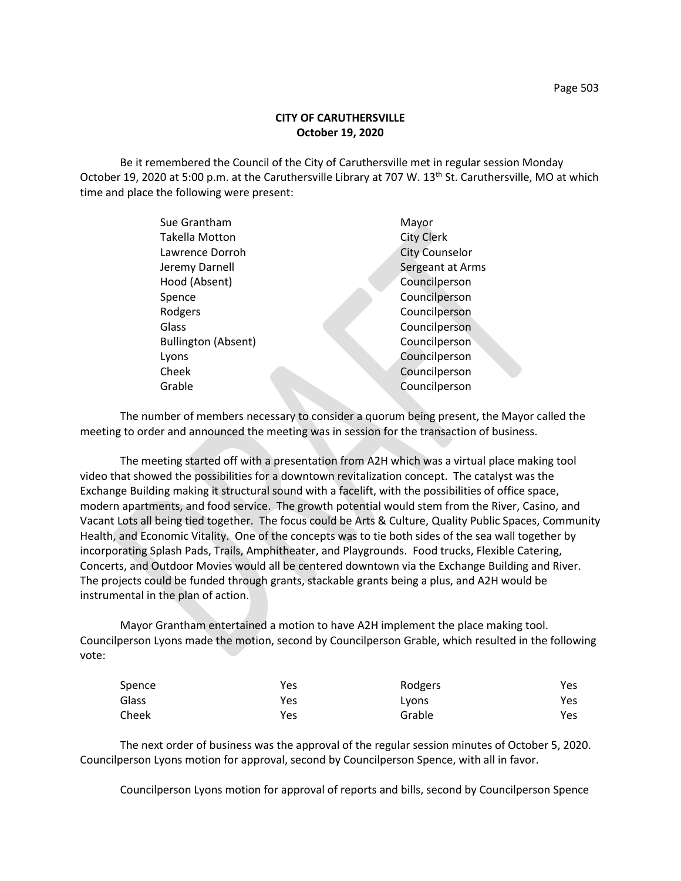**CITY OF CARUTHERSVILLE**
**October 19, 2020**

Be it remembered the Council of the City of Caruthersville met in regular session Monday October 19, 2020 at 5:00 p.m. at the Caruthersville Library at 707 W. 13th St. Caruthersville, MO at which time and place the following were present:

| | |
|---|---|
| Sue Grantham | Mayor |
| Takella Motton | City Clerk |
| Lawrence Dorroh | City Counselor |
| Jeremy Darnell | Sergeant at Arms |
| Hood (Absent) | Councilperson |
| Spence | Councilperson |
| Rodgers | Councilperson |
| Glass | Councilperson |
| Bullington (Absent) | Councilperson |
| Lyons | Councilperson |
| Cheek | Councilperson |
| Grable | Councilperson |

The number of members necessary to consider a quorum being present, the Mayor called the meeting to order and announced the meeting was in session for the transaction of business.

The meeting started off with a presentation from A2H which was a virtual place making tool video that showed the possibilities for a downtown revitalization concept. The catalyst was the Exchange Building making it structural sound with a facelift, with the possibilities of office space, modern apartments, and food service. The growth potential would stem from the River, Casino, and Vacant Lots all being tied together. The focus could be Arts & Culture, Quality Public Spaces, Community Health, and Economic Vitality. One of the concepts was to tie both sides of the sea wall together by incorporating Splash Pads, Trails, Amphitheater, and Playgrounds. Food trucks, Flexible Catering, Concerts, and Outdoor Movies would all be centered downtown via the Exchange Building and River. The projects could be funded through grants, stackable grants being a plus, and A2H would be instrumental in the plan of action.

Mayor Grantham entertained a motion to have A2H implement the place making tool. Councilperson Lyons made the motion, second by Councilperson Grable, which resulted in the following vote:

| | | | |
|---|---|---|---|
| Spence | Yes | Rodgers | Yes |
| Glass | Yes | Lyons | Yes |
| Cheek | Yes | Grable | Yes |

The next order of business was the approval of the regular session minutes of October 5, 2020. Councilperson Lyons motion for approval, second by Councilperson Spence, with all in favor.

Councilperson Lyons motion for approval of reports and bills, second by Councilperson Spence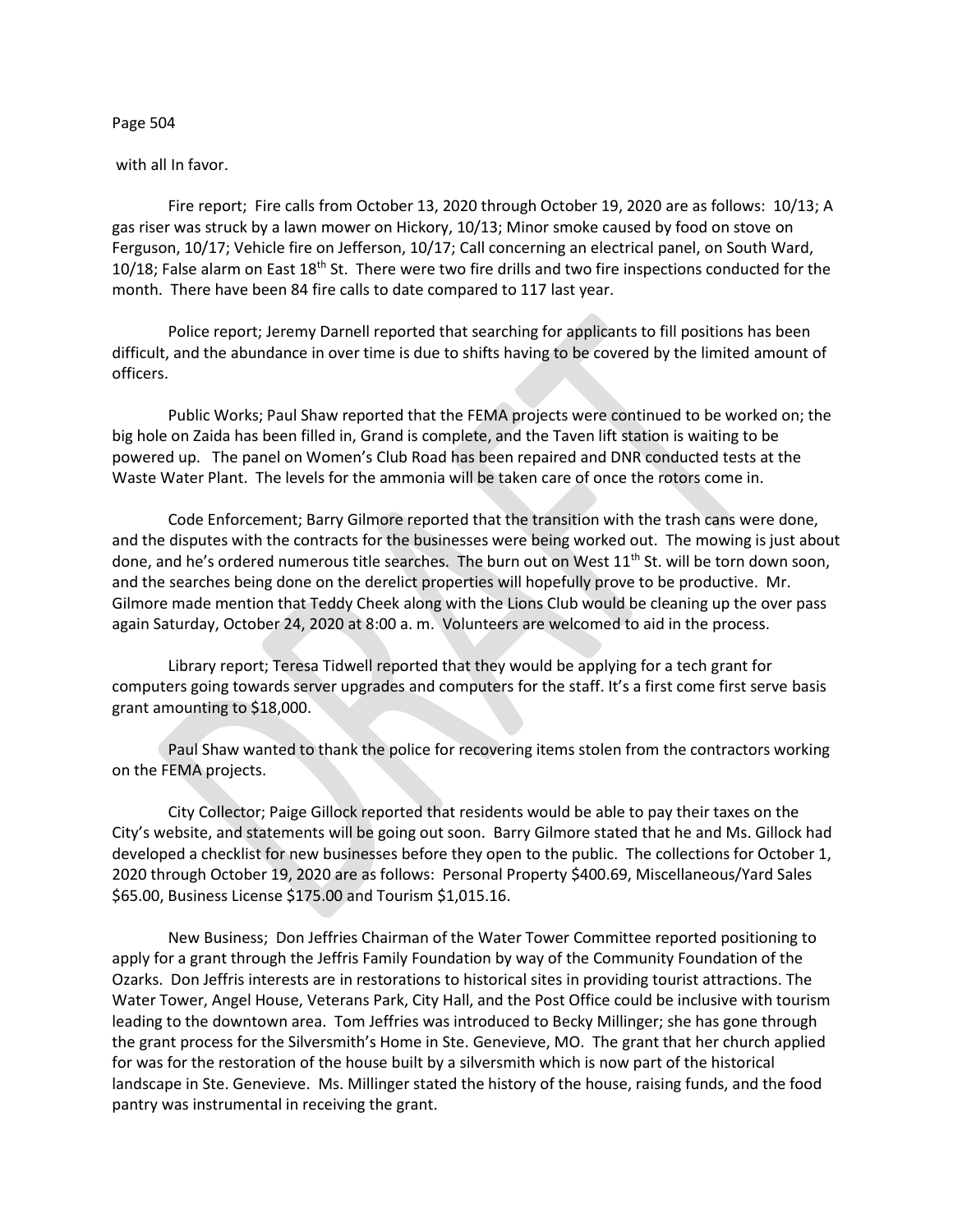with all In favor.

Fire report; Fire calls from October 13, 2020 through October 19, 2020 are as follows: 10/13; A gas riser was struck by a lawn mower on Hickory, 10/13; Minor smoke caused by food on stove on Ferguson, 10/17; Vehicle fire on Jefferson, 10/17; Call concerning an electrical panel, on South Ward, 10/18; False alarm on East 18th St. There were two fire drills and two fire inspections conducted for the month. There have been 84 fire calls to date compared to 117 last year.

Police report; Jeremy Darnell reported that searching for applicants to fill positions has been difficult, and the abundance in over time is due to shifts having to be covered by the limited amount of officers.

Public Works; Paul Shaw reported that the FEMA projects were continued to be worked on; the big hole on Zaida has been filled in, Grand is complete, and the Taven lift station is waiting to be powered up. The panel on Women's Club Road has been repaired and DNR conducted tests at the Waste Water Plant. The levels for the ammonia will be taken care of once the rotors come in.

Code Enforcement; Barry Gilmore reported that the transition with the trash cans were done, and the disputes with the contracts for the businesses were being worked out. The mowing is just about done, and he's ordered numerous title searches. The burn out on West 11th St. will be torn down soon, and the searches being done on the derelict properties will hopefully prove to be productive. Mr. Gilmore made mention that Teddy Cheek along with the Lions Club would be cleaning up the over pass again Saturday, October 24, 2020 at 8:00 a. m. Volunteers are welcomed to aid in the process.

Library report; Teresa Tidwell reported that they would be applying for a tech grant for computers going towards server upgrades and computers for the staff. It's a first come first serve basis grant amounting to $18,000.

Paul Shaw wanted to thank the police for recovering items stolen from the contractors working on the FEMA projects.

City Collector; Paige Gillock reported that residents would be able to pay their taxes on the City's website, and statements will be going out soon. Barry Gilmore stated that he and Ms. Gillock had developed a checklist for new businesses before they open to the public. The collections for October 1, 2020 through October 19, 2020 are as follows: Personal Property $400.69, Miscellaneous/Yard Sales $65.00, Business License $175.00 and Tourism $1,015.16.

New Business; Don Jeffries Chairman of the Water Tower Committee reported positioning to apply for a grant through the Jeffris Family Foundation by way of the Community Foundation of the Ozarks. Don Jeffris interests are in restorations to historical sites in providing tourist attractions. The Water Tower, Angel House, Veterans Park, City Hall, and the Post Office could be inclusive with tourism leading to the downtown area. Tom Jeffries was introduced to Becky Millinger; she has gone through the grant process for the Silversmith's Home in Ste. Genevieve, MO. The grant that her church applied for was for the restoration of the house built by a silversmith which is now part of the historical landscape in Ste. Genevieve. Ms. Millinger stated the history of the house, raising funds, and the food pantry was instrumental in receiving the grant.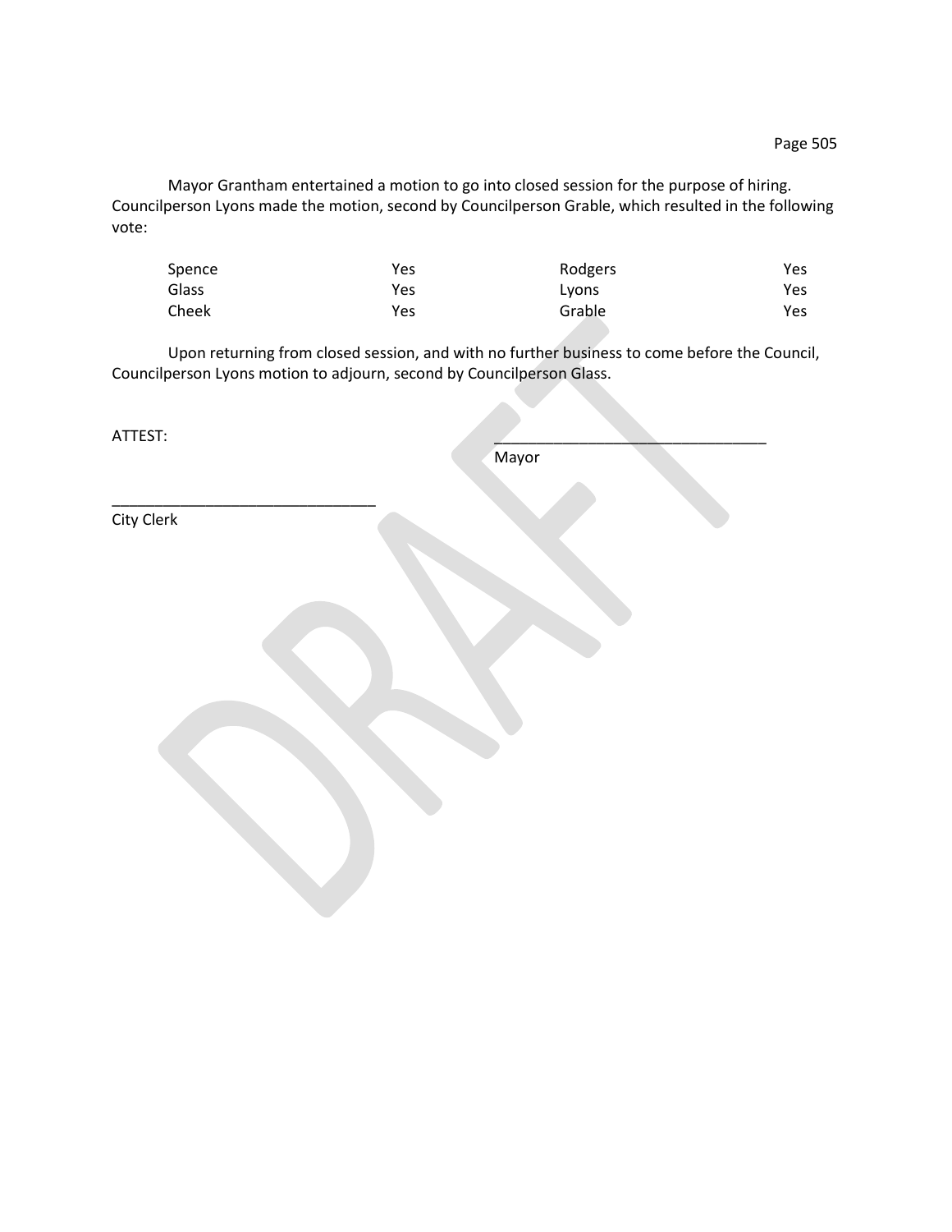Mayor Grantham entertained a motion to go into closed session for the purpose of hiring. Councilperson Lyons made the motion, second by Councilperson Grable, which resulted in the following vote:

| | | | |
|---|---|---|---|
| Spence | Yes | Rodgers | Yes |
| Glass | Yes | Lyons | Yes |
| Cheek | Yes | Grable | Yes |

Upon returning from closed session, and with no further business to come before the Council, Councilperson Lyons motion to adjourn, second by Councilperson Glass.

ATTEST:

_______________________________
Mayor

_______________________________
City Clerk